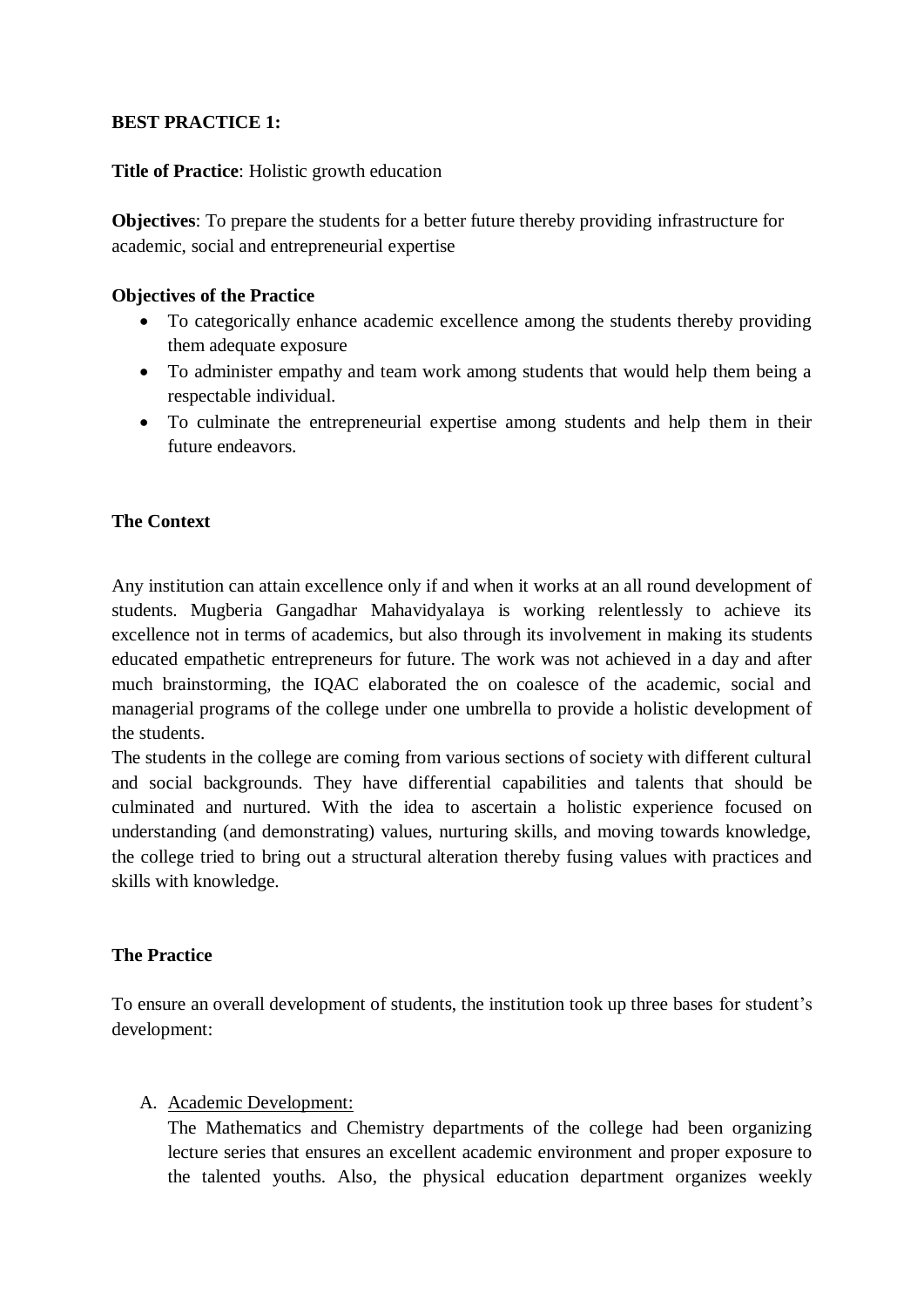**BEST PRACTICE 1:**

**Title of Practice**: Holistic growth education

**Objectives**: To prepare the students for a better future thereby providing infrastructure for academic, social and entrepreneurial expertise

**Objectives of the Practice**

- To categorically enhance academic excellence among the students thereby providing them adequate exposure
- To administer empathy and team work among students that would help them being a respectable individual.
- To culminate the entrepreneurial expertise among students and help them in their future endeavors.

**The Context**

Any institution can attain excellence only if and when it works at an all round development of students. Mugberia Gangadhar Mahavidyalaya is working relentlessly to achieve its excellence not in terms of academics, but also through its involvement in making its students educated empathetic entrepreneurs for future. The work was not achieved in a day and after much brainstorming, the IQAC elaborated the on coalesce of the academic, social and managerial programs of the college under one umbrella to provide a holistic development of the students.

The students in the college are coming from various sections of society with different cultural and social backgrounds. They have differential capabilities and talents that should be culminated and nurtured. With the idea to ascertain a holistic experience focused on understanding (and demonstrating) values, nurturing skills, and moving towards knowledge, the college tried to bring out a structural alteration thereby fusing values with practices and skills with knowledge.

**The Practice**

To ensure an overall development of students, the institution took up three bases for student's development:

A. Academic Development:

The Mathematics and Chemistry departments of the college had been organizing lecture series that ensures an excellent academic environment and proper exposure to the talented youths. Also, the physical education department organizes weekly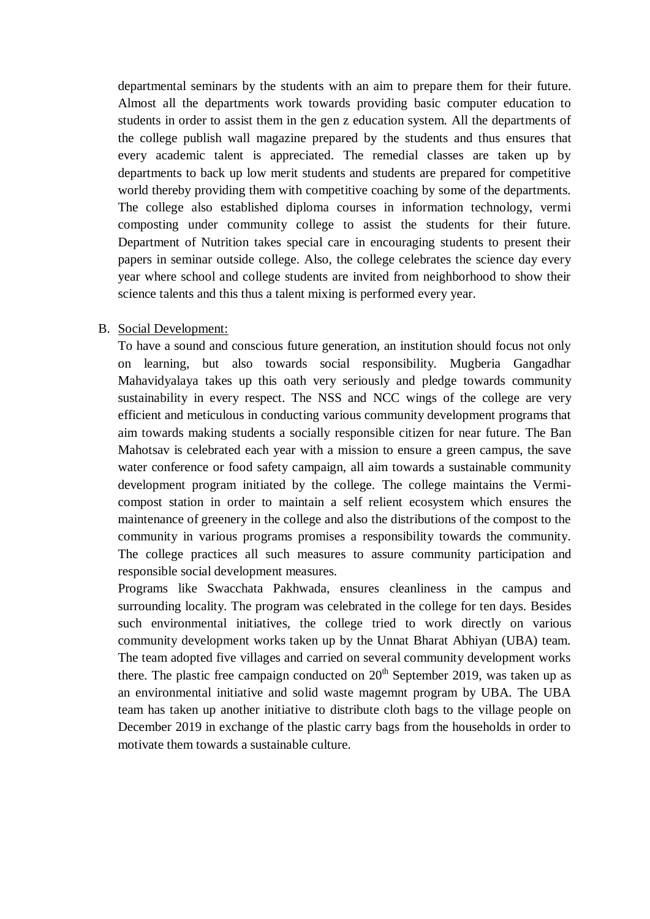departmental seminars by the students with an aim to prepare them for their future. Almost all the departments work towards providing basic computer education to students in order to assist them in the gen z education system. All the departments of the college publish wall magazine prepared by the students and thus ensures that every academic talent is appreciated. The remedial classes are taken up by departments to back up low merit students and students are prepared for competitive world thereby providing them with competitive coaching by some of the departments. The college also established diploma courses in information technology, vermi composting under community college to assist the students for their future. Department of Nutrition takes special care in encouraging students to present their papers in seminar outside college. Also, the college celebrates the science day every year where school and college students are invited from neighborhood to show their science talents and this thus a talent mixing is performed every year.

B. Social Development:

To have a sound and conscious future generation, an institution should focus not only on learning, but also towards social responsibility. Mugberia Gangadhar Mahavidyalaya takes up this oath very seriously and pledge towards community sustainability in every respect. The NSS and NCC wings of the college are very efficient and meticulous in conducting various community development programs that aim towards making students a socially responsible citizen for near future. The Ban Mahotsav is celebrated each year with a mission to ensure a green campus, the save water conference or food safety campaign, all aim towards a sustainable community development program initiated by the college. The college maintains the Vermi-compost station in order to maintain a self relient ecosystem which ensures the maintenance of greenery in the college and also the distributions of the compost to the community in various programs promises a responsibility towards the community. The college practices all such measures to assure community participation and responsible social development measures.

Programs like Swacchata Pakhwada, ensures cleanliness in the campus and surrounding locality. The program was celebrated in the college for ten days. Besides such environmental initiatives, the college tried to work directly on various community development works taken up by the Unnat Bharat Abhiyan (UBA) team. The team adopted five villages and carried on several community development works there. The plastic free campaign conducted on 20th September 2019, was taken up as an environmental initiative and solid waste magemnt program by UBA. The UBA team has taken up another initiative to distribute cloth bags to the village people on December 2019 in exchange of the plastic carry bags from the households in order to motivate them towards a sustainable culture.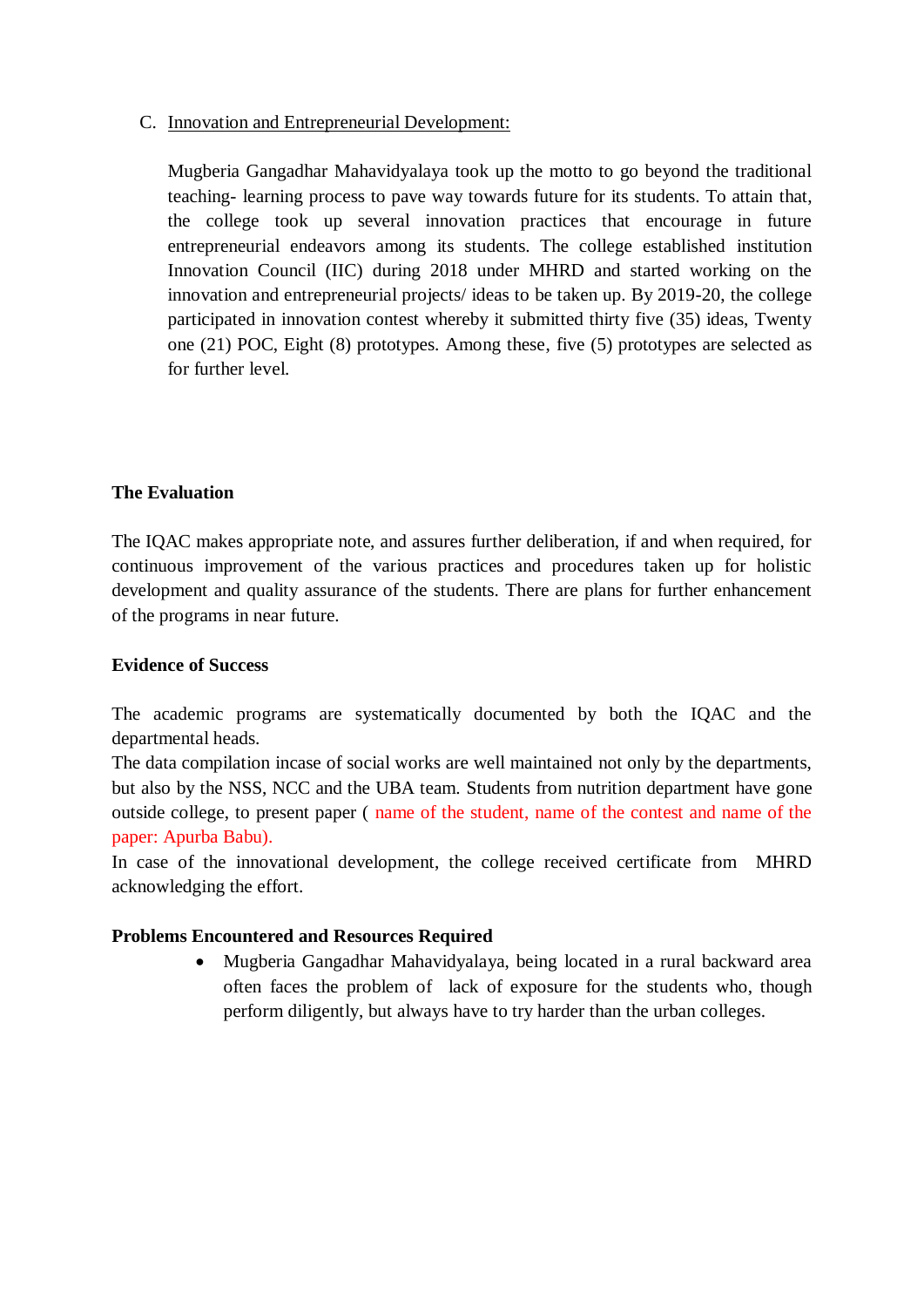C. <u>Innovation and Entrepreneurial Development:</u>

Mugberia Gangadhar Mahavidyalaya took up the motto to go beyond the traditional teaching- learning process to pave way towards future for its students. To attain that, the college took up several innovation practices that encourage in future entrepreneurial endeavors among its students. The college established institution Innovation Council (IIC) during 2018 under MHRD and started working on the innovation and entrepreneurial projects/ ideas to be taken up. By 2019-20, the college participated in innovation contest whereby it submitted thirty five (35) ideas, Twenty one (21) POC, Eight (8) prototypes. Among these, five (5) prototypes are selected as for further level.

**The Evaluation**

The IQAC makes appropriate note, and assures further deliberation, if and when required, for continuous improvement of the various practices and procedures taken up for holistic development and quality assurance of the students. There are plans for further enhancement of the programs in near future.

**Evidence of Success**

The academic programs are systematically documented by both the IQAC and the departmental heads.

The data compilation incase of social works are well maintained not only by the departments, but also by the NSS, NCC and the UBA team. Students from nutrition department have gone outside college, to present paper ( name of the student, name of the contest and name of the paper: Apurba Babu).

In case of the innovational development, the college received certificate from MHRD acknowledging the effort.

**Problems Encountered and Resources Required**

- Mugberia Gangadhar Mahavidyalaya, being located in a rural backward area often faces the problem of lack of exposure for the students who, though perform diligently, but always have to try harder than the urban colleges.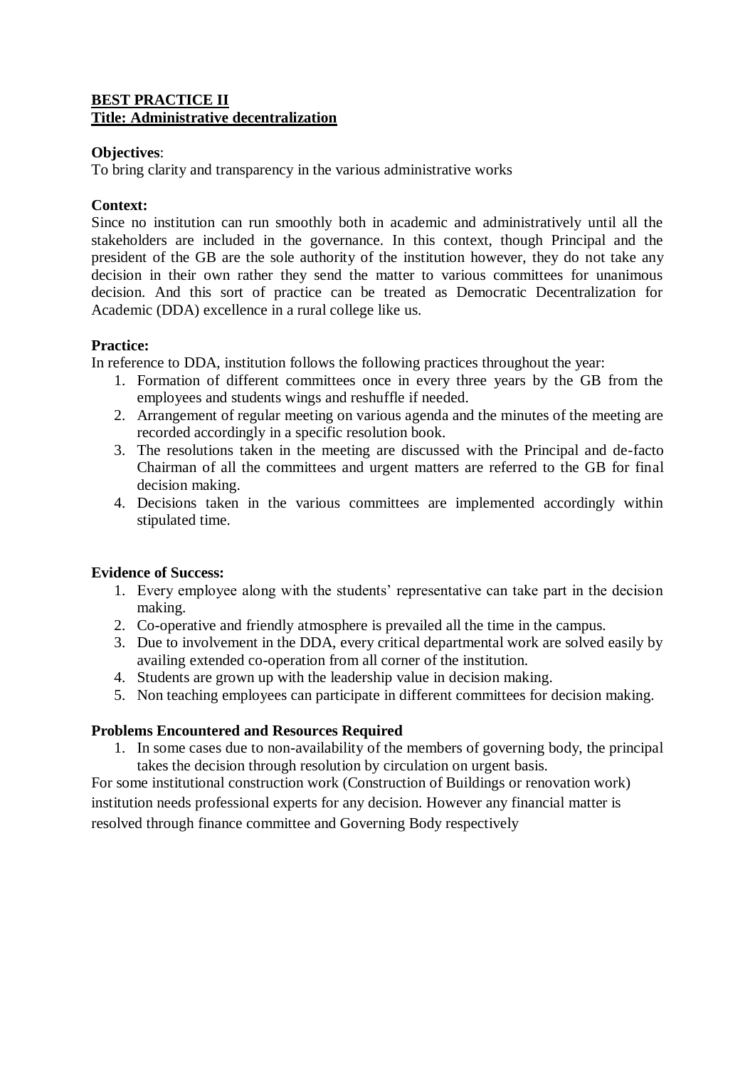**BEST PRACTICE II**
**Title: Administrative decentralization**

**Objectives**:
To bring clarity and transparency in the various administrative works

**Context:**
Since no institution can run smoothly both in academic and administratively until all the stakeholders are included in the governance. In this context, though Principal and the president of the GB are the sole authority of the institution however, they do not take any decision in their own rather they send the matter to various committees for unanimous decision. And this sort of practice can be treated as Democratic Decentralization for Academic (DDA) excellence in a rural college like us.

**Practice:**
In reference to DDA, institution follows the following practices throughout the year:

1. Formation of different committees once in every three years by the GB from the employees and students wings and reshuffle if needed.
2. Arrangement of regular meeting on various agenda and the minutes of the meeting are recorded accordingly in a specific resolution book.
3. The resolutions taken in the meeting are discussed with the Principal and de-facto Chairman of all the committees and urgent matters are referred to the GB for final decision making.
4. Decisions taken in the various committees are implemented accordingly within stipulated time.

**Evidence of Success:**

1. Every employee along with the students' representative can take part in the decision making.
2. Co-operative and friendly atmosphere is prevailed all the time in the campus.
3. Due to involvement in the DDA, every critical departmental work are solved easily by availing extended co-operation from all corner of the institution.
4. Students are grown up with the leadership value in decision making.
5. Non teaching employees can participate in different committees for decision making.

**Problems Encountered and Resources Required**

1. In some cases due to non-availability of the members of governing body, the principal takes the decision through resolution by circulation on urgent basis.

For some institutional construction work (Construction of Buildings or renovation work) institution needs professional experts for any decision. However any financial matter is resolved through finance committee and Governing Body respectively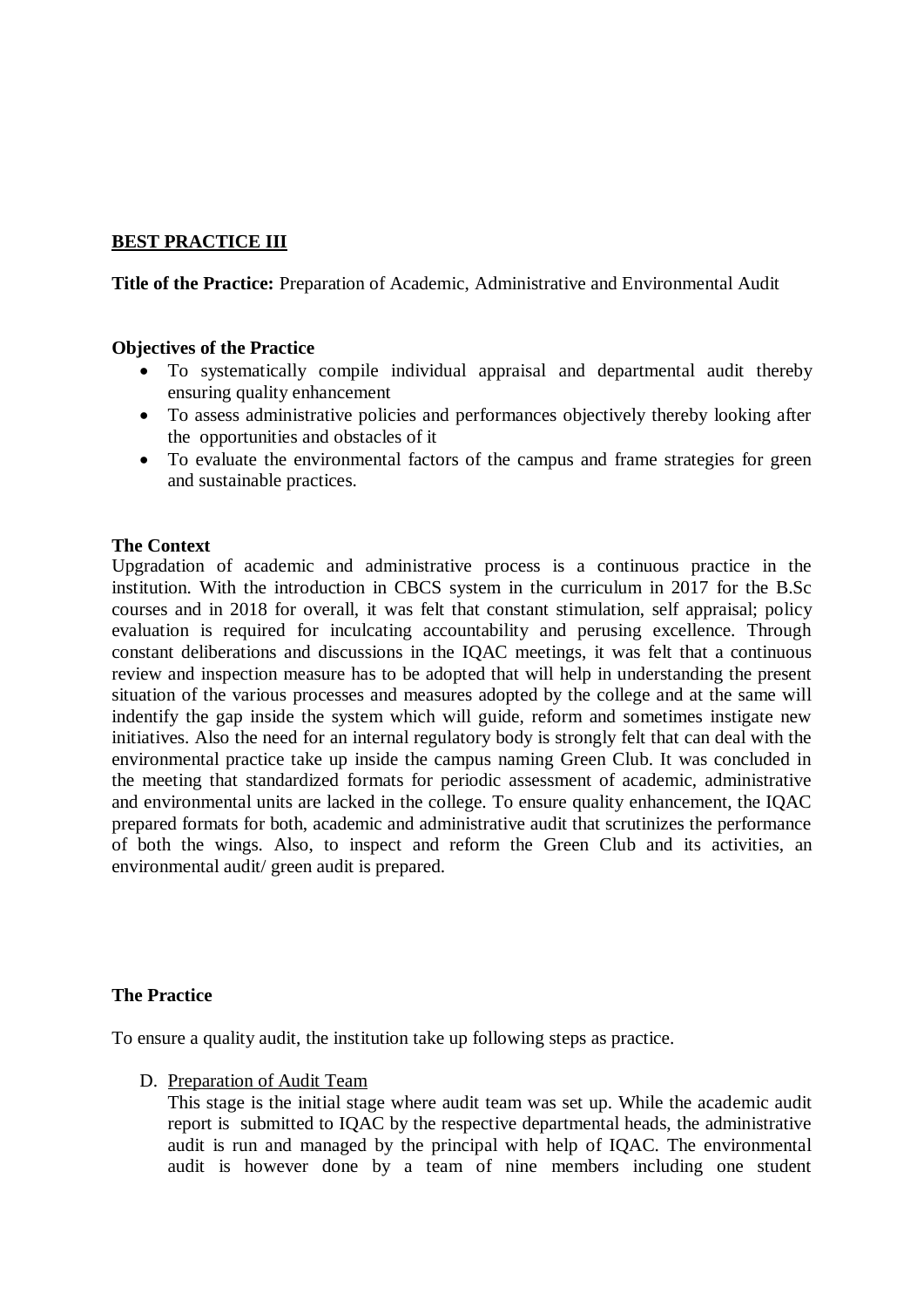**BEST PRACTICE III**

**Title of the Practice:** Preparation of Academic, Administrative and Environmental Audit

**Objectives of the Practice**

- To systematically compile individual appraisal and departmental audit thereby ensuring quality enhancement
- To assess administrative policies and performances objectively thereby looking after the opportunities and obstacles of it
- To evaluate the environmental factors of the campus and frame strategies for green and sustainable practices.

**The Context**

Upgradation of academic and administrative process is a continuous practice in the institution. With the introduction in CBCS system in the curriculum in 2017 for the B.Sc courses and in 2018 for overall, it was felt that constant stimulation, self appraisal; policy evaluation is required for inculcating accountability and perusing excellence. Through constant deliberations and discussions in the IQAC meetings, it was felt that a continuous review and inspection measure has to be adopted that will help in understanding the present situation of the various processes and measures adopted by the college and at the same will indentify the gap inside the system which will guide, reform and sometimes instigate new initiatives. Also the need for an internal regulatory body is strongly felt that can deal with the environmental practice take up inside the campus naming Green Club. It was concluded in the meeting that standardized formats for periodic assessment of academic, administrative and environmental units are lacked in the college. To ensure quality enhancement, the IQAC prepared formats for both, academic and administrative audit that scrutinizes the performance of both the wings. Also, to inspect and reform the Green Club and its activities, an environmental audit/ green audit is prepared.

**The Practice**

To ensure a quality audit, the institution take up following steps as practice.

D. Preparation of Audit Team

This stage is the initial stage where audit team was set up. While the academic audit report is submitted to IQAC by the respective departmental heads, the administrative audit is run and managed by the principal with help of IQAC. The environmental audit is however done by a team of nine members including one student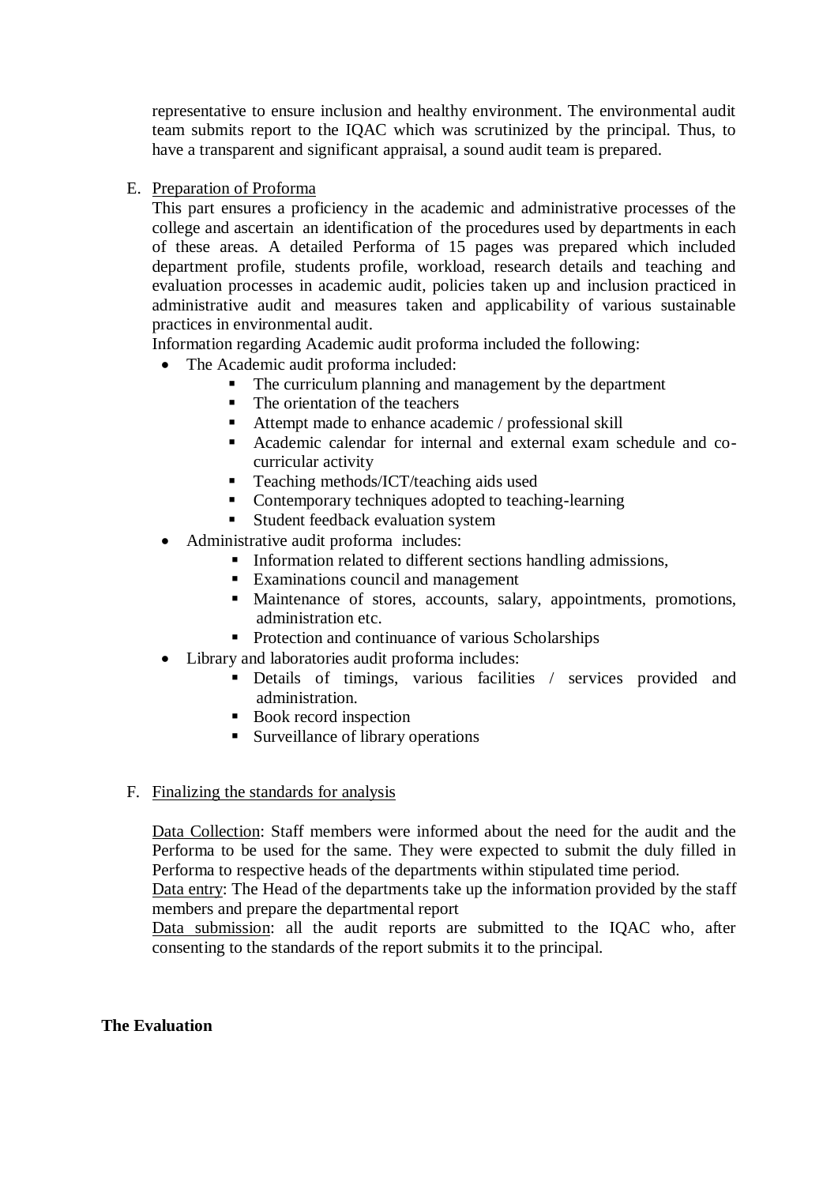representative to ensure inclusion and healthy environment. The environmental audit team submits report to the IQAC which was scrutinized by the principal. Thus, to have a transparent and significant appraisal, a sound audit team is prepared.

E. Preparation of Proforma

This part ensures a proficiency in the academic and administrative processes of the college and ascertain an identification of the procedures used by departments in each of these areas. A detailed Performa of 15 pages was prepared which included department profile, students profile, workload, research details and teaching and evaluation processes in academic audit, policies taken up and inclusion practiced in administrative audit and measures taken and applicability of various sustainable practices in environmental audit.

Information regarding Academic audit proforma included the following:

- The Academic audit proforma included:
  - The curriculum planning and management by the department
  - The orientation of the teachers
  - Attempt made to enhance academic / professional skill
  - Academic calendar for internal and external exam schedule and co-curricular activity
  - Teaching methods/ICT/teaching aids used
  - Contemporary techniques adopted to teaching-learning
  - Student feedback evaluation system
- Administrative audit proforma includes:
  - Information related to different sections handling admissions,
  - Examinations council and management
  - Maintenance of stores, accounts, salary, appointments, promotions, administration etc.
  - Protection and continuance of various Scholarships
- Library and laboratories audit proforma includes:
  - Details of timings, various facilities / services provided and administration.
  - Book record inspection
  - Surveillance of library operations

F. Finalizing the standards for analysis

Data Collection: Staff members were informed about the need for the audit and the Performa to be used for the same. They were expected to submit the duly filled in Performa to respective heads of the departments within stipulated time period.

Data entry: The Head of the departments take up the information provided by the staff members and prepare the departmental report

Data submission: all the audit reports are submitted to the IQAC who, after consenting to the standards of the report submits it to the principal.

**The Evaluation**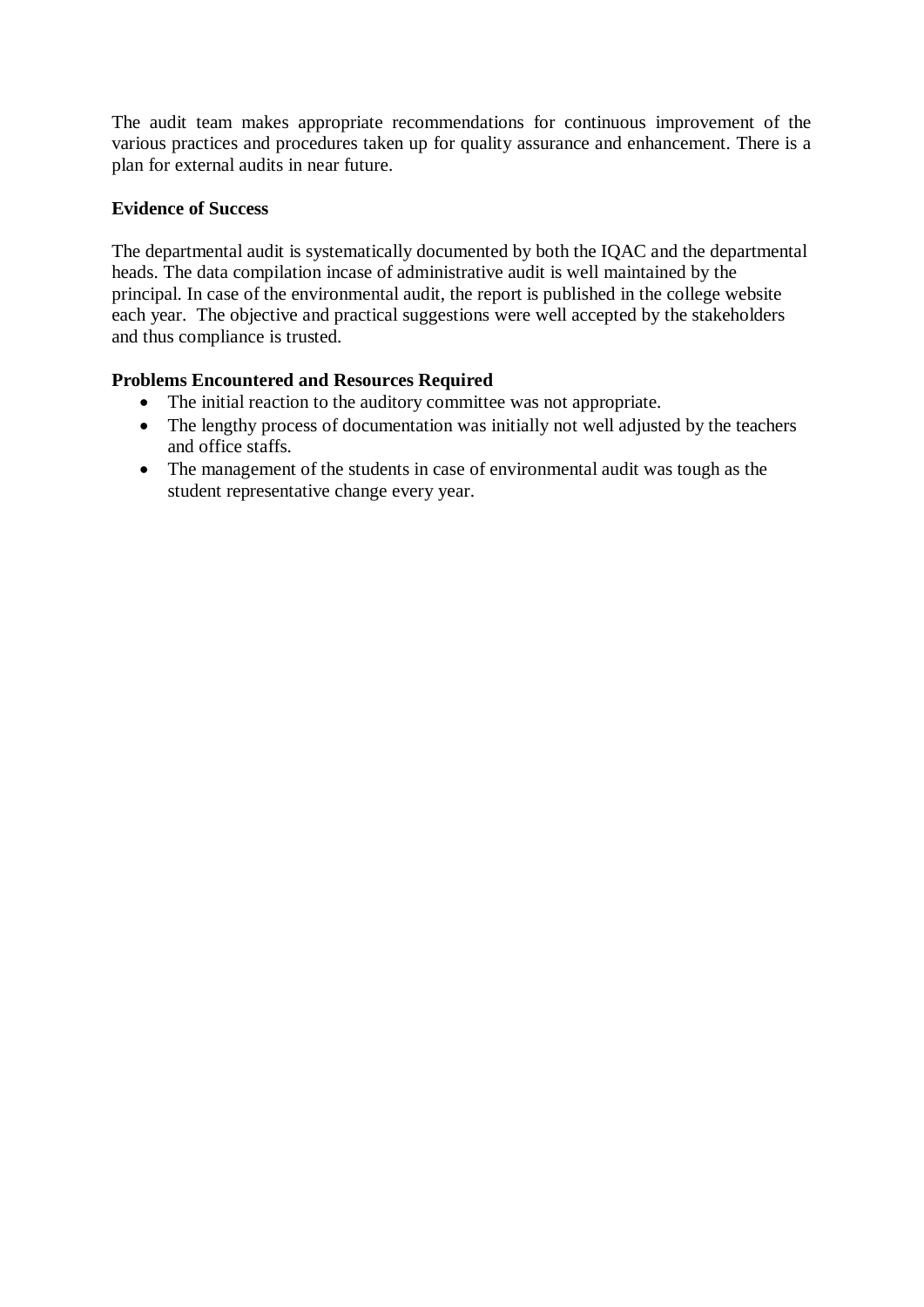The audit team makes appropriate recommendations for continuous improvement of the various practices and procedures taken up for quality assurance and enhancement. There is a plan for external audits in near future.

**Evidence of Success**

The departmental audit is systematically documented by both the IQAC and the departmental heads. The data compilation incase of administrative audit is well maintained by the principal. In case of the environmental audit, the report is published in the college website each year. The objective and practical suggestions were well accepted by the stakeholders and thus compliance is trusted.

**Problems Encountered and Resources Required**

- The initial reaction to the auditory committee was not appropriate.
- The lengthy process of documentation was initially not well adjusted by the teachers and office staffs.
- The management of the students in case of environmental audit was tough as the student representative change every year.